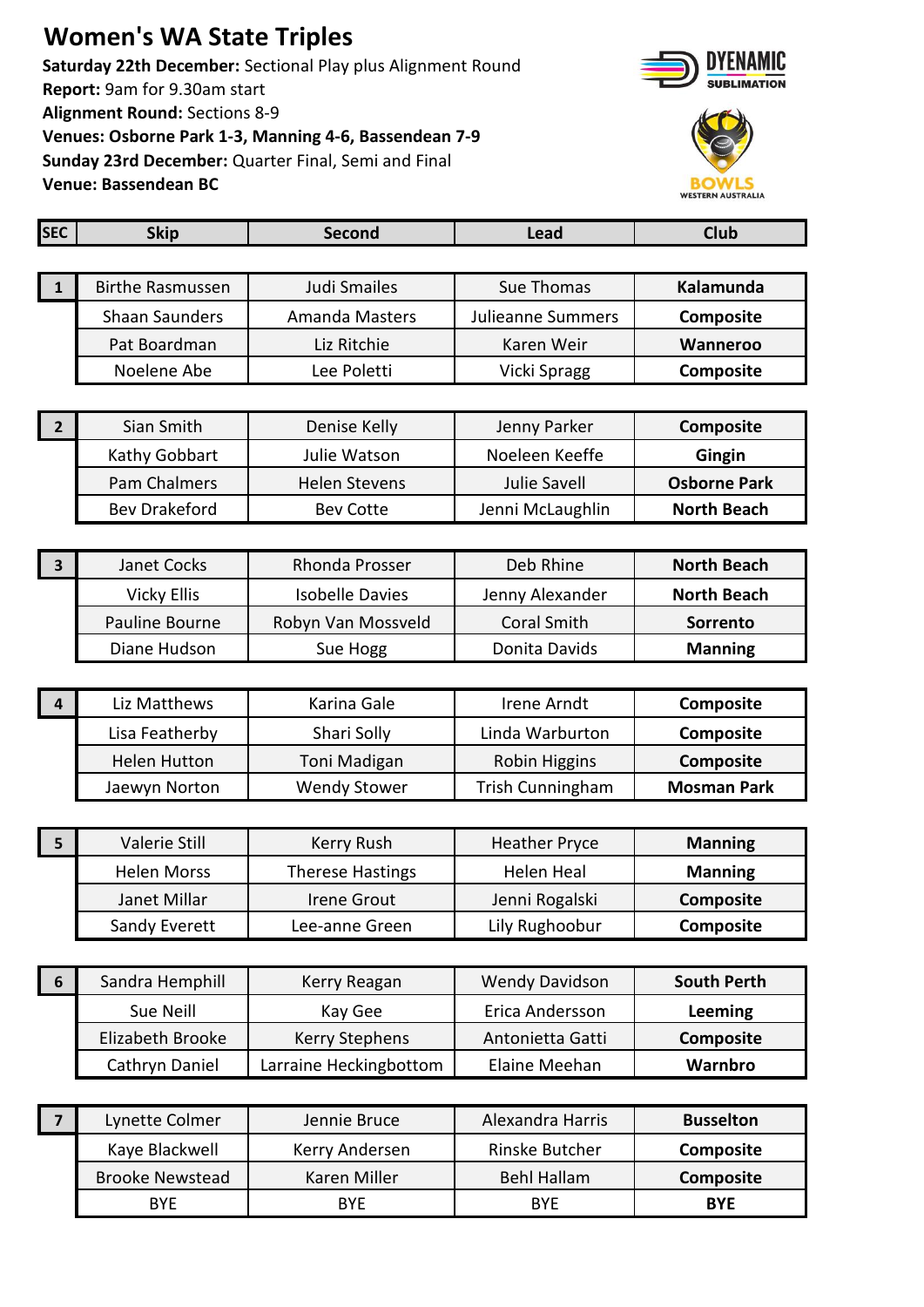# Women's WA State Triples

**Saturday 22th December:** Sectional Play plus Alignment Round
**Report:** 9am for 9.30am start
**Alignment Round:** Sections 8-9
**Venues: Osborne Park 1-3, Manning 4-6, Bassendean 7-9**
**Sunday 23rd December:** Quarter Final, Semi and Final
**Venue: Bassendean BC**

| SEC | Skip | Second | Lead | Club |
|---|---|---|---|---|
| 1 | Birthe Rasmussen | Judi Smailes | Sue Thomas | **Kalamunda** |
| | Shaan Saunders | Amanda Masters | Julieanne Summers | **Composite** |
| | Pat Boardman | Liz Ritchie | Karen Weir | **Wanneroo** |
| | Noelene Abe | Lee Poletti | Vicki Spragg | **Composite** |
| 2 | Sian Smith | Denise Kelly | Jenny Parker | **Composite** |
| | Kathy Gobbart | Julie Watson | Noeleen Keeffe | **Gingin** |
| | Pam Chalmers | Helen Stevens | Julie Savell | **Osborne Park** |
| | Bev Drakeford | Bev Cotte | Jenni McLaughlin | **North Beach** |
| 3 | Janet Cocks | Rhonda Prosser | Deb Rhine | **North Beach** |
| | Vicky Ellis | Isobelle Davies | Jenny Alexander | **North Beach** |
| | Pauline Bourne | Robyn Van Mossveld | Coral Smith | **Sorrento** |
| | Diane Hudson | Sue Hogg | Donita Davids | **Manning** |
| 4 | Liz Matthews | Karina Gale | Irene Arndt | **Composite** |
| | Lisa Featherby | Shari Solly | Linda Warburton | **Composite** |
| | Helen Hutton | Toni Madigan | Robin Higgins | **Composite** |
| | Jaewyn Norton | Wendy Stower | Trish Cunningham | **Mosman Park** |
| 5 | Valerie Still | Kerry Rush | Heather Pryce | **Manning** |
| | Helen Morss | Therese Hastings | Helen Heal | **Manning** |
| | Janet Millar | Irene Grout | Jenni Rogalski | **Composite** |
| | Sandy Everett | Lee-anne Green | Lily Rughoobur | **Composite** |
| 6 | Sandra Hemphill | Kerry Reagan | Wendy Davidson | **South Perth** |
| | Sue Neill | Kay Gee | Erica Andersson | **Leeming** |
| | Elizabeth Brooke | Kerry Stephens | Antonietta Gatti | **Composite** |
| | Cathryn Daniel | Larraine Heckingbottom | Elaine Meehan | **Warnbro** |
| 7 | Lynette Colmer | Jennie Bruce | Alexandra Harris | **Busselton** |
| | Kaye Blackwell | Kerry Andersen | Rinske Butcher | **Composite** |
| | Brooke Newstead | Karen Miller | Behl Hallam | **Composite** |
| | BYE | BYE | BYE | **BYE** |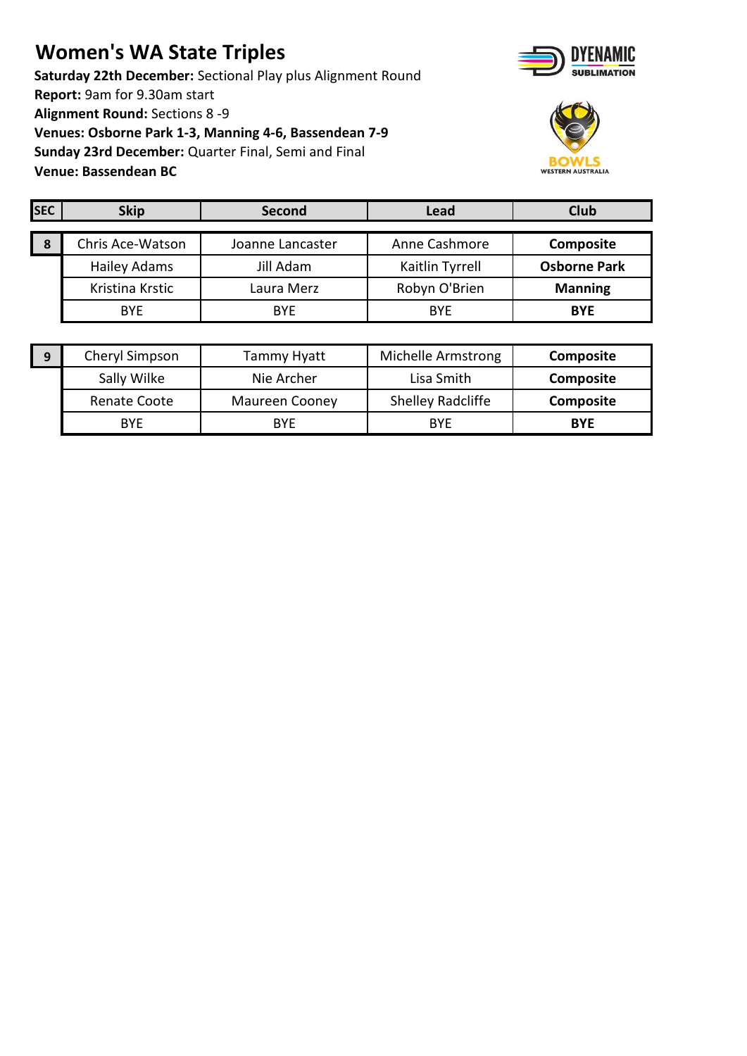# Women's WA State Triples

**Saturday 22th December:** Sectional Play plus Alignment Round
**Report:** 9am for 9.30am start
**Alignment Round:** Sections 8 -9
**Venues: Osborne Park 1-3, Manning 4-6, Bassendean 7-9**
**Sunday 23rd December:** Quarter Final, Semi and Final
**Venue: Bassendean BC**

| SEC | Skip | Second | Lead | Club |
|---|---|---|---|---|
| 8 | Chris Ace-Watson | Joanne Lancaster | Anne Cashmore | **Composite** |
| | Hailey Adams | Jill Adam | Kaitlin Tyrrell | **Osborne Park** |
| | Kristina Krstic | Laura Merz | Robyn O'Brien | **Manning** |
| | BYE | BYE | BYE | **BYE** |
| 9 | Cheryl Simpson | Tammy Hyatt | Michelle Armstrong | **Composite** |
| | Sally Wilke | Nie Archer | Lisa Smith | **Composite** |
| | Renate Coote | Maureen Cooney | Shelley Radcliffe | **Composite** |
| | BYE | BYE | BYE | **BYE** |